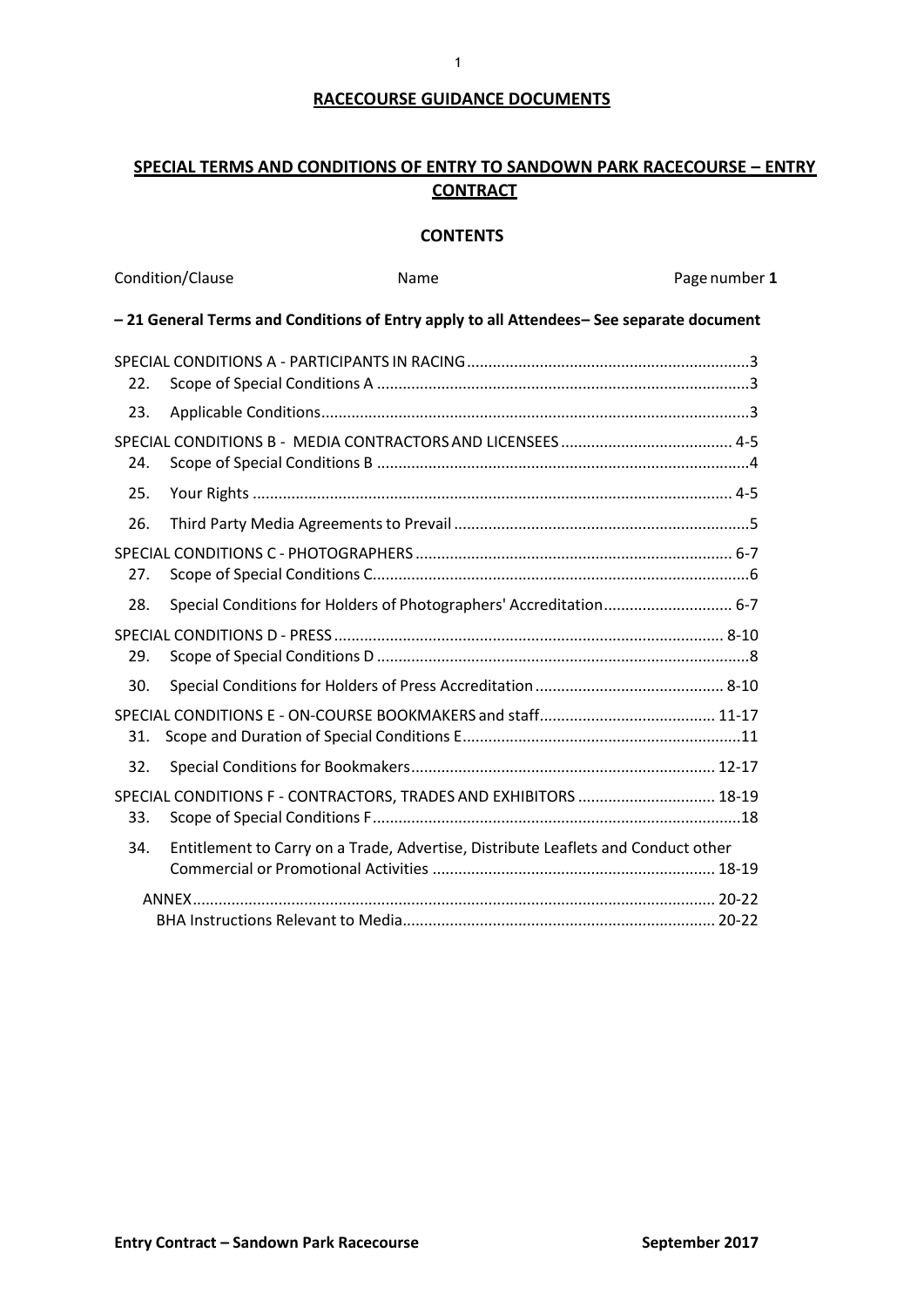## RACECOURSE GUIDANCE DOCUMENTS

# SPECIAL TERMS AND CONDITIONS OF ENTRY TO SANDOWN PARK RACECOURSE – ENTRY CONTRACT

## CONTENTS

| Condition/Clause | Name | Page number |
|---|---|---|
| 1 – 21 | General Terms and Conditions of Entry apply to all Attendees– See separate document | |
| | SPECIAL CONDITIONS A - PARTICIPANTS IN RACING | 3 |
| 22. | Scope of Special Conditions A | 3 |
| 23. | Applicable Conditions | 3 |
| | SPECIAL CONDITIONS B - MEDIA CONTRACTORS AND LICENSEES | 4-5 |
| 24. | Scope of Special Conditions B | 4 |
| 25. | Your Rights | 4-5 |
| 26. | Third Party Media Agreements to Prevail | 5 |
| | SPECIAL CONDITIONS C - PHOTOGRAPHERS | 6-7 |
| 27. | Scope of Special Conditions C | 6 |
| 28. | Special Conditions for Holders of Photographers' Accreditation | 6-7 |
| | SPECIAL CONDITIONS D - PRESS | 8-10 |
| 29. | Scope of Special Conditions D | 8 |
| 30. | Special Conditions for Holders of Press Accreditation | 8-10 |
| | SPECIAL CONDITIONS E - ON-COURSE BOOKMAKERS and staff | 11-17 |
| 31. | Scope and Duration of Special Conditions E | 11 |
| 32. | Special Conditions for Bookmakers | 12-17 |
| | SPECIAL CONDITIONS F - CONTRACTORS, TRADES AND EXHIBITORS | 18-19 |
| 33. | Scope of Special Conditions F | 18 |
| 34. | Entitlement to Carry on a Trade, Advertise, Distribute Leaflets and Conduct other Commercial or Promotional Activities | 18-19 |
| | ANNEX | 20-22 |
| | BHA Instructions Relevant to Media | 20-22 |

**Entry Contract – Sandown Park Racecourse** **September 2017**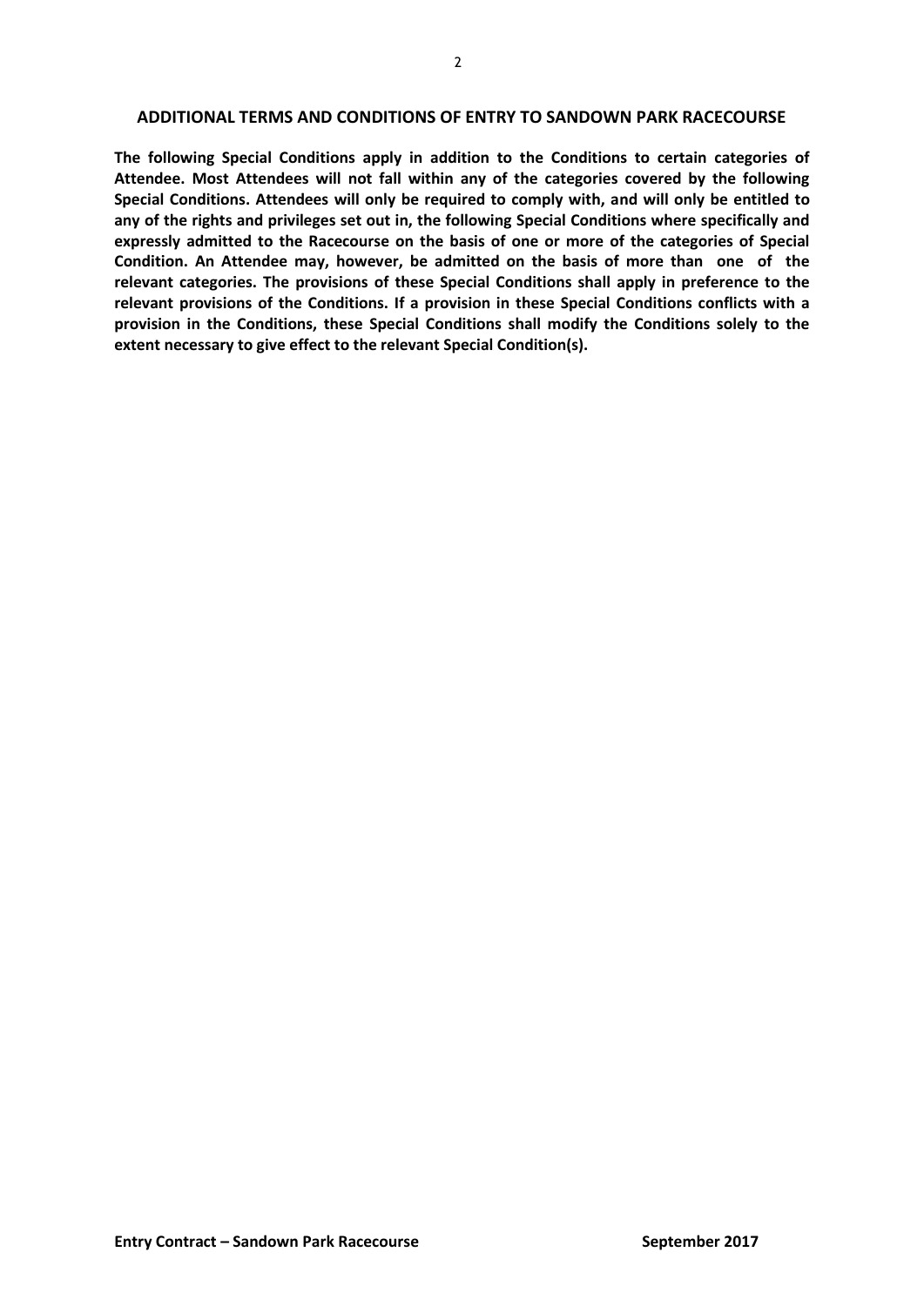## ADDITIONAL TERMS AND CONDITIONS OF ENTRY TO SANDOWN PARK RACECOURSE

**The following Special Conditions apply in addition to the Conditions to certain categories of Attendee. Most Attendees will not fall within any of the categories covered by the following Special Conditions. Attendees will only be required to comply with, and will only be entitled to any of the rights and privileges set out in, the following Special Conditions where specifically and expressly admitted to the Racecourse on the basis of one or more of the categories of Special Condition. An Attendee may, however, be admitted on the basis of more than one of the relevant categories. The provisions of these Special Conditions shall apply in preference to the relevant provisions of the Conditions. If a provision in these Special Conditions conflicts with a provision in the Conditions, these Special Conditions shall modify the Conditions solely to the extent necessary to give effect to the relevant Special Condition(s).**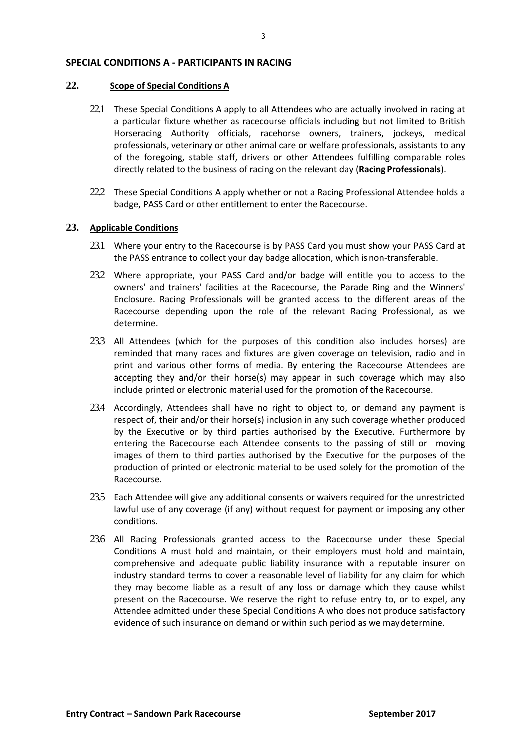## SPECIAL CONDITIONS A - PARTICIPANTS IN RACING

### 22. Scope of Special Conditions A

22.1 These Special Conditions A apply to all Attendees who are actually involved in racing at a particular fixture whether as racecourse officials including but not limited to British Horseracing Authority officials, racehorse owners, trainers, jockeys, medical professionals, veterinary or other animal care or welfare professionals, assistants to any of the foregoing, stable staff, drivers or other Attendees fulfilling comparable roles directly related to the business of racing on the relevant day (**Racing Professionals**).

22.2 These Special Conditions A apply whether or not a Racing Professional Attendee holds a badge, PASS Card or other entitlement to enter the Racecourse.

### 23. Applicable Conditions

23.1 Where your entry to the Racecourse is by PASS Card you must show your PASS Card at the PASS entrance to collect your day badge allocation, which is non-transferable.

23.2 Where appropriate, your PASS Card and/or badge will entitle you to access to the owners' and trainers' facilities at the Racecourse, the Parade Ring and the Winners' Enclosure. Racing Professionals will be granted access to the different areas of the Racecourse depending upon the role of the relevant Racing Professional, as we determine.

23.3 All Attendees (which for the purposes of this condition also includes horses) are reminded that many races and fixtures are given coverage on television, radio and in print and various other forms of media. By entering the Racecourse Attendees are accepting they and/or their horse(s) may appear in such coverage which may also include printed or electronic material used for the promotion of the Racecourse.

23.4 Accordingly, Attendees shall have no right to object to, or demand any payment is respect of, their and/or their horse(s) inclusion in any such coverage whether produced by the Executive or by third parties authorised by the Executive. Furthermore by entering the Racecourse each Attendee consents to the passing of still or moving images of them to third parties authorised by the Executive for the purposes of the production of printed or electronic material to be used solely for the promotion of the Racecourse.

23.5 Each Attendee will give any additional consents or waivers required for the unrestricted lawful use of any coverage (if any) without request for payment or imposing any other conditions.

23.6 All Racing Professionals granted access to the Racecourse under these Special Conditions A must hold and maintain, or their employers must hold and maintain, comprehensive and adequate public liability insurance with a reputable insurer on industry standard terms to cover a reasonable level of liability for any claim for which they may become liable as a result of any loss or damage which they cause whilst present on the Racecourse. We reserve the right to refuse entry to, or to expel, any Attendee admitted under these Special Conditions A who does not produce satisfactory evidence of such insurance on demand or within such period as we may determine.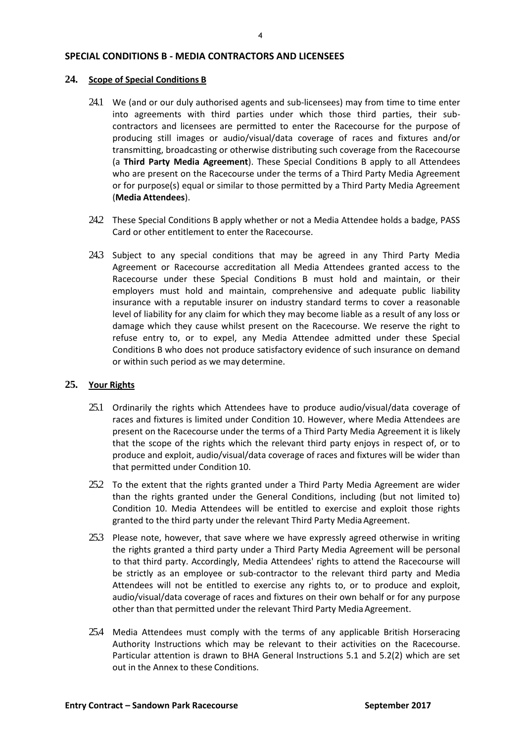## SPECIAL CONDITIONS B - MEDIA CONTRACTORS AND LICENSEES

### 24. Scope of Special Conditions B

24.1 We (and or our duly authorised agents and sub-licensees) may from time to time enter into agreements with third parties under which those third parties, their sub-contractors and licensees are permitted to enter the Racecourse for the purpose of producing still images or audio/visual/data coverage of races and fixtures and/or transmitting, broadcasting or otherwise distributing such coverage from the Racecourse (a **Third Party Media Agreement**). These Special Conditions B apply to all Attendees who are present on the Racecourse under the terms of a Third Party Media Agreement or for purpose(s) equal or similar to those permitted by a Third Party Media Agreement (**Media Attendees**).

24.2 These Special Conditions B apply whether or not a Media Attendee holds a badge, PASS Card or other entitlement to enter the Racecourse.

24.3 Subject to any special conditions that may be agreed in any Third Party Media Agreement or Racecourse accreditation all Media Attendees granted access to the Racecourse under these Special Conditions B must hold and maintain, or their employers must hold and maintain, comprehensive and adequate public liability insurance with a reputable insurer on industry standard terms to cover a reasonable level of liability for any claim for which they may become liable as a result of any loss or damage which they cause whilst present on the Racecourse. We reserve the right to refuse entry to, or to expel, any Media Attendee admitted under these Special Conditions B who does not produce satisfactory evidence of such insurance on demand or within such period as we may determine.

### 25. Your Rights

25.1 Ordinarily the rights which Attendees have to produce audio/visual/data coverage of races and fixtures is limited under Condition 10. However, where Media Attendees are present on the Racecourse under the terms of a Third Party Media Agreement it is likely that the scope of the rights which the relevant third party enjoys in respect of, or to produce and exploit, audio/visual/data coverage of races and fixtures will be wider than that permitted under Condition 10.

25.2 To the extent that the rights granted under a Third Party Media Agreement are wider than the rights granted under the General Conditions, including (but not limited to) Condition 10. Media Attendees will be entitled to exercise and exploit those rights granted to the third party under the relevant Third Party Media Agreement.

25.3 Please note, however, that save where we have expressly agreed otherwise in writing the rights granted a third party under a Third Party Media Agreement will be personal to that third party. Accordingly, Media Attendees' rights to attend the Racecourse will be strictly as an employee or sub-contractor to the relevant third party and Media Attendees will not be entitled to exercise any rights to, or to produce and exploit, audio/visual/data coverage of races and fixtures on their own behalf or for any purpose other than that permitted under the relevant Third Party Media Agreement.

25.4 Media Attendees must comply with the terms of any applicable British Horseracing Authority Instructions which may be relevant to their activities on the Racecourse. Particular attention is drawn to BHA General Instructions 5.1 and 5.2(2) which are set out in the Annex to these Conditions.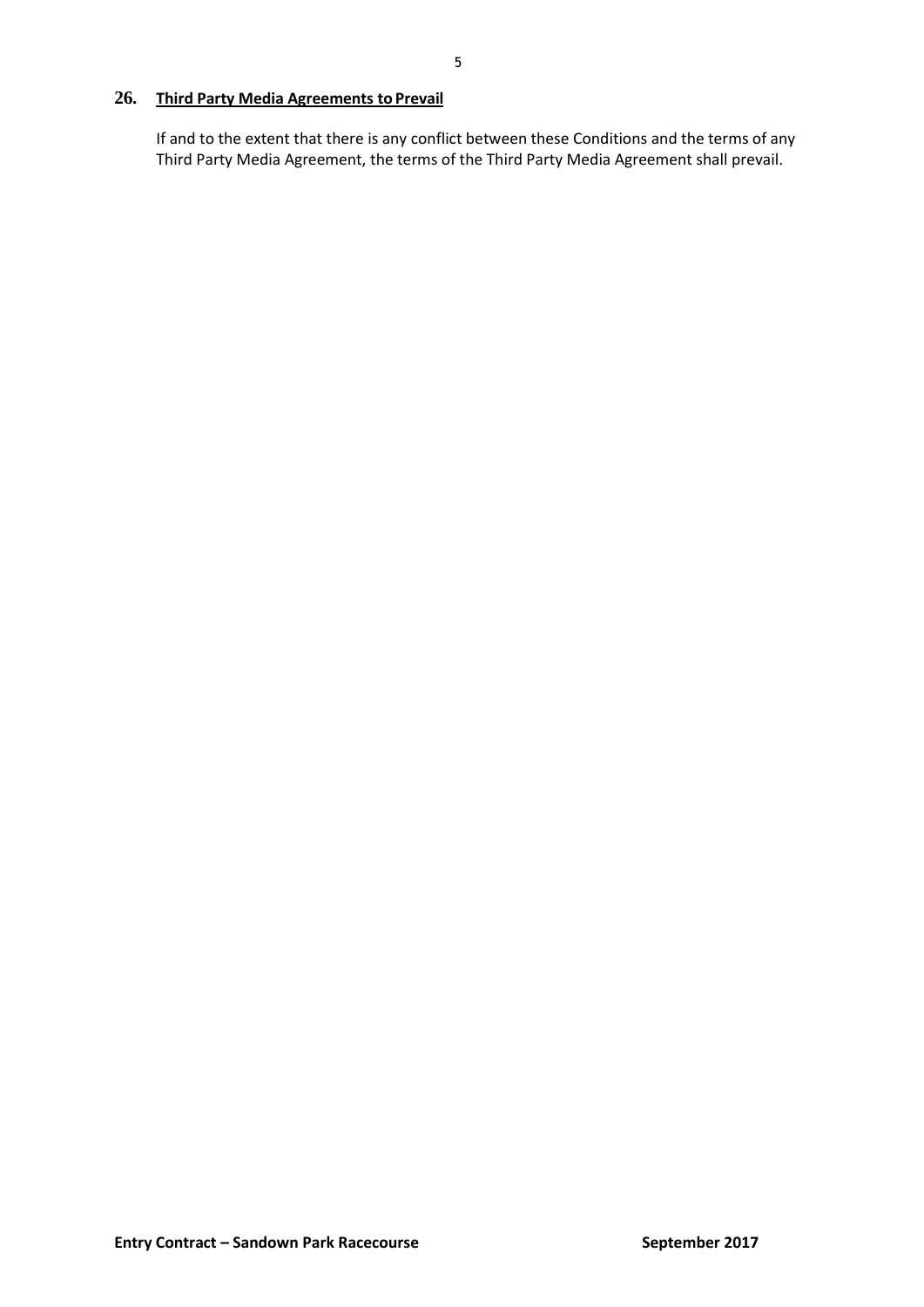## 26. Third Party Media Agreements to Prevail

If and to the extent that there is any conflict between these Conditions and the terms of any Third Party Media Agreement, the terms of the Third Party Media Agreement shall prevail.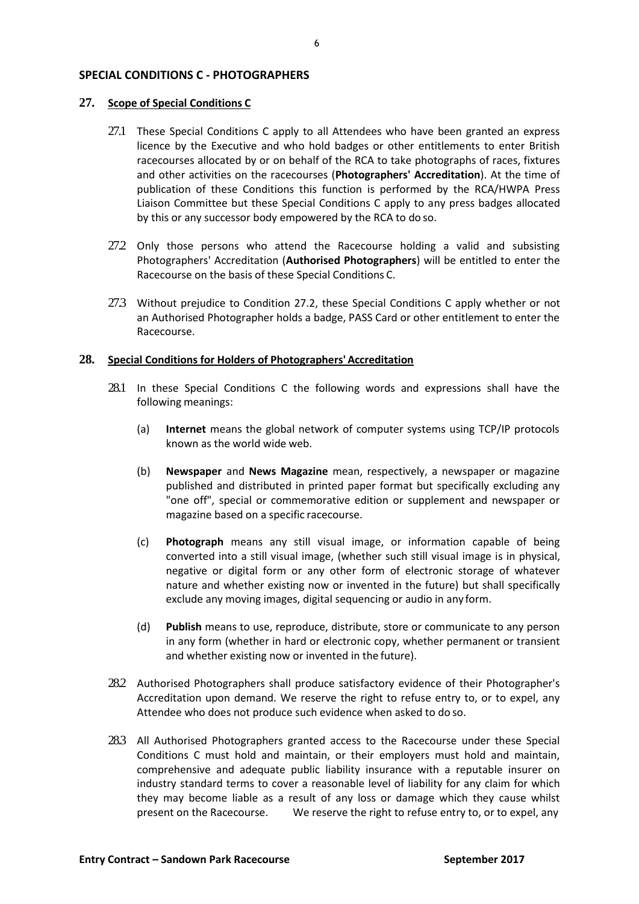## SPECIAL CONDITIONS C - PHOTOGRAPHERS

### 27. Scope of Special Conditions C

27.1 These Special Conditions C apply to all Attendees who have been granted an express licence by the Executive and who hold badges or other entitlements to enter British racecourses allocated by or on behalf of the RCA to take photographs of races, fixtures and other activities on the racecourses (**Photographers' Accreditation**). At the time of publication of these Conditions this function is performed by the RCA/HWPA Press Liaison Committee but these Special Conditions C apply to any press badges allocated by this or any successor body empowered by the RCA to do so.

27.2 Only those persons who attend the Racecourse holding a valid and subsisting Photographers' Accreditation (**Authorised Photographers**) will be entitled to enter the Racecourse on the basis of these Special Conditions C.

27.3 Without prejudice to Condition 27.2, these Special Conditions C apply whether or not an Authorised Photographer holds a badge, PASS Card or other entitlement to enter the Racecourse.

### 28. Special Conditions for Holders of Photographers' Accreditation

28.1 In these Special Conditions C the following words and expressions shall have the following meanings:

(a) **Internet** means the global network of computer systems using TCP/IP protocols known as the world wide web.

(b) **Newspaper** and **News Magazine** mean, respectively, a newspaper or magazine published and distributed in printed paper format but specifically excluding any "one off", special or commemorative edition or supplement and newspaper or magazine based on a specific racecourse.

(c) **Photograph** means any still visual image, or information capable of being converted into a still visual image, (whether such still visual image is in physical, negative or digital form or any other form of electronic storage of whatever nature and whether existing now or invented in the future) but shall specifically exclude any moving images, digital sequencing or audio in any form.

(d) **Publish** means to use, reproduce, distribute, store or communicate to any person in any form (whether in hard or electronic copy, whether permanent or transient and whether existing now or invented in the future).

28.2 Authorised Photographers shall produce satisfactory evidence of their Photographer's Accreditation upon demand. We reserve the right to refuse entry to, or to expel, any Attendee who does not produce such evidence when asked to do so.

28.3 All Authorised Photographers granted access to the Racecourse under these Special Conditions C must hold and maintain, or their employers must hold and maintain, comprehensive and adequate public liability insurance with a reputable insurer on industry standard terms to cover a reasonable level of liability for any claim for which they may become liable as a result of any loss or damage which they cause whilst present on the Racecourse. We reserve the right to refuse entry to, or to expel, any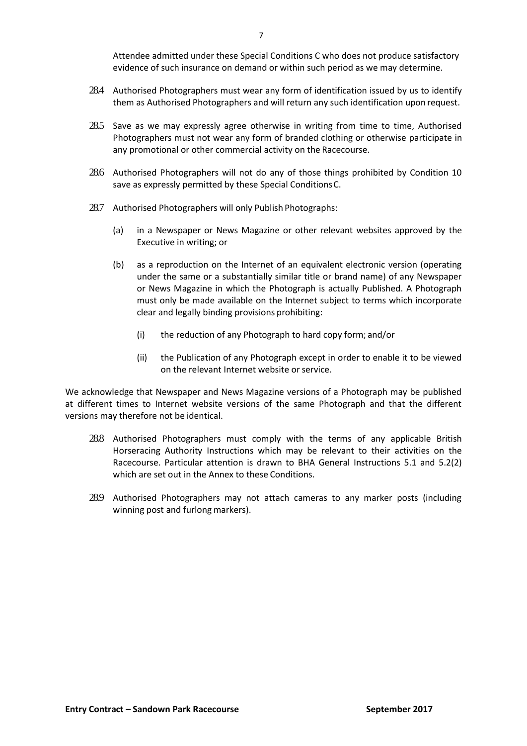Attendee admitted under these Special Conditions C who does not produce satisfactory evidence of such insurance on demand or within such period as we may determine.

28.4 Authorised Photographers must wear any form of identification issued by us to identify them as Authorised Photographers and will return any such identification upon request.

28.5 Save as we may expressly agree otherwise in writing from time to time, Authorised Photographers must not wear any form of branded clothing or otherwise participate in any promotional or other commercial activity on the Racecourse.

28.6 Authorised Photographers will not do any of those things prohibited by Condition 10 save as expressly permitted by these Special Conditions C.

28.7 Authorised Photographers will only Publish Photographs:

(a) in a Newspaper or News Magazine or other relevant websites approved by the Executive in writing; or

(b) as a reproduction on the Internet of an equivalent electronic version (operating under the same or a substantially similar title or brand name) of any Newspaper or News Magazine in which the Photograph is actually Published. A Photograph must only be made available on the Internet subject to terms which incorporate clear and legally binding provisions prohibiting:

(i) the reduction of any Photograph to hard copy form; and/or

(ii) the Publication of any Photograph except in order to enable it to be viewed on the relevant Internet website or service.

We acknowledge that Newspaper and News Magazine versions of a Photograph may be published at different times to Internet website versions of the same Photograph and that the different versions may therefore not be identical.

28.8 Authorised Photographers must comply with the terms of any applicable British Horseracing Authority Instructions which may be relevant to their activities on the Racecourse. Particular attention is drawn to BHA General Instructions 5.1 and 5.2(2) which are set out in the Annex to these Conditions.

28.9 Authorised Photographers may not attach cameras to any marker posts (including winning post and furlong markers).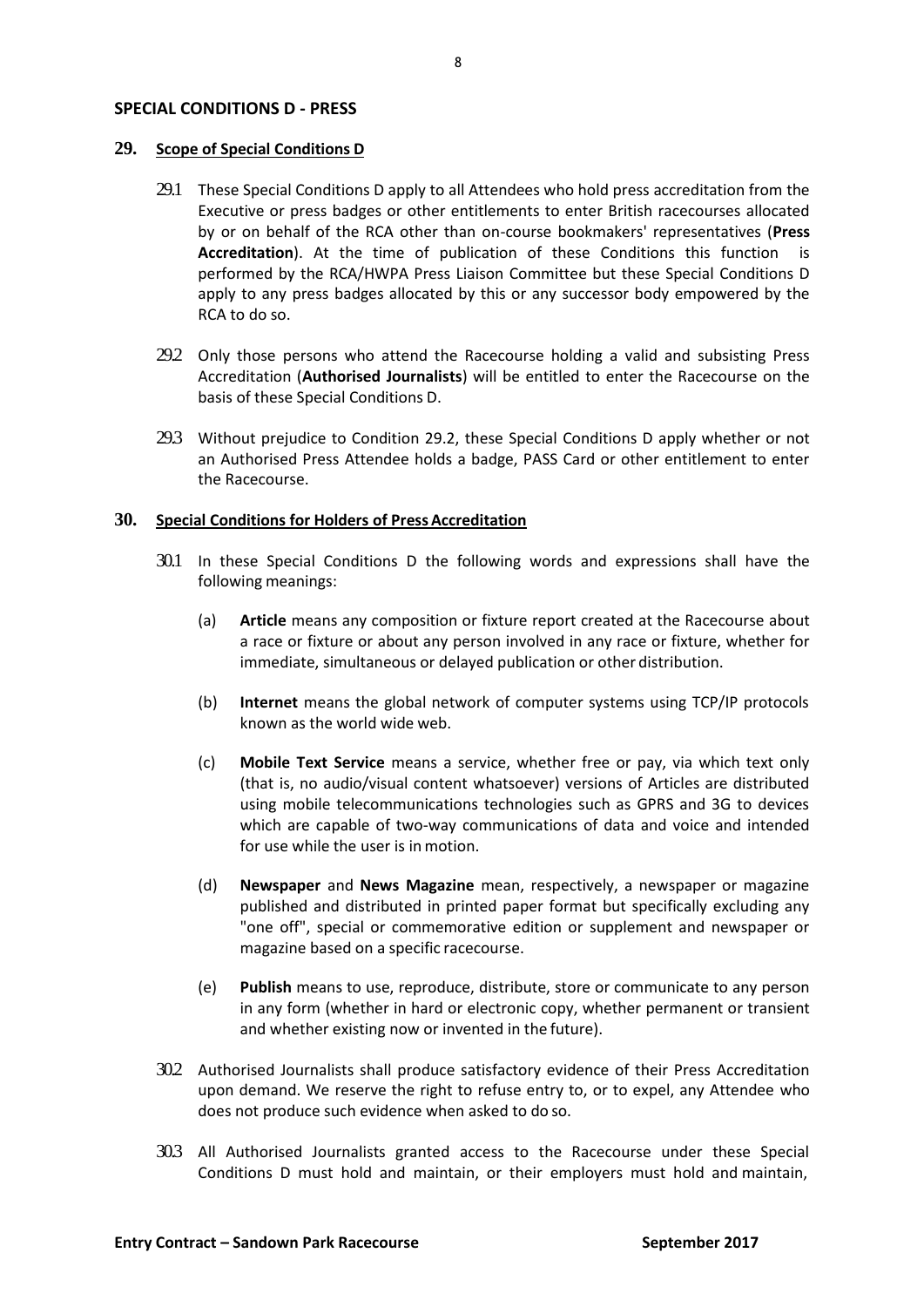## SPECIAL CONDITIONS D - PRESS

### 29. Scope of Special Conditions D

29.1 These Special Conditions D apply to all Attendees who hold press accreditation from the Executive or press badges or other entitlements to enter British racecourses allocated by or on behalf of the RCA other than on-course bookmakers' representatives (**Press Accreditation**). At the time of publication of these Conditions this function is performed by the RCA/HWPA Press Liaison Committee but these Special Conditions D apply to any press badges allocated by this or any successor body empowered by the RCA to do so.

29.2 Only those persons who attend the Racecourse holding a valid and subsisting Press Accreditation (**Authorised Journalists**) will be entitled to enter the Racecourse on the basis of these Special Conditions D.

29.3 Without prejudice to Condition 29.2, these Special Conditions D apply whether or not an Authorised Press Attendee holds a badge, PASS Card or other entitlement to enter the Racecourse.

### 30. Special Conditions for Holders of Press Accreditation

30.1 In these Special Conditions D the following words and expressions shall have the following meanings:

(a) **Article** means any composition or fixture report created at the Racecourse about a race or fixture or about any person involved in any race or fixture, whether for immediate, simultaneous or delayed publication or other distribution.

(b) **Internet** means the global network of computer systems using TCP/IP protocols known as the world wide web.

(c) **Mobile Text Service** means a service, whether free or pay, via which text only (that is, no audio/visual content whatsoever) versions of Articles are distributed using mobile telecommunications technologies such as GPRS and 3G to devices which are capable of two-way communications of data and voice and intended for use while the user is in motion.

(d) **Newspaper** and **News Magazine** mean, respectively, a newspaper or magazine published and distributed in printed paper format but specifically excluding any "one off", special or commemorative edition or supplement and newspaper or magazine based on a specific racecourse.

(e) **Publish** means to use, reproduce, distribute, store or communicate to any person in any form (whether in hard or electronic copy, whether permanent or transient and whether existing now or invented in the future).

30.2 Authorised Journalists shall produce satisfactory evidence of their Press Accreditation upon demand. We reserve the right to refuse entry to, or to expel, any Attendee who does not produce such evidence when asked to do so.

30.3 All Authorised Journalists granted access to the Racecourse under these Special Conditions D must hold and maintain, or their employers must hold and maintain,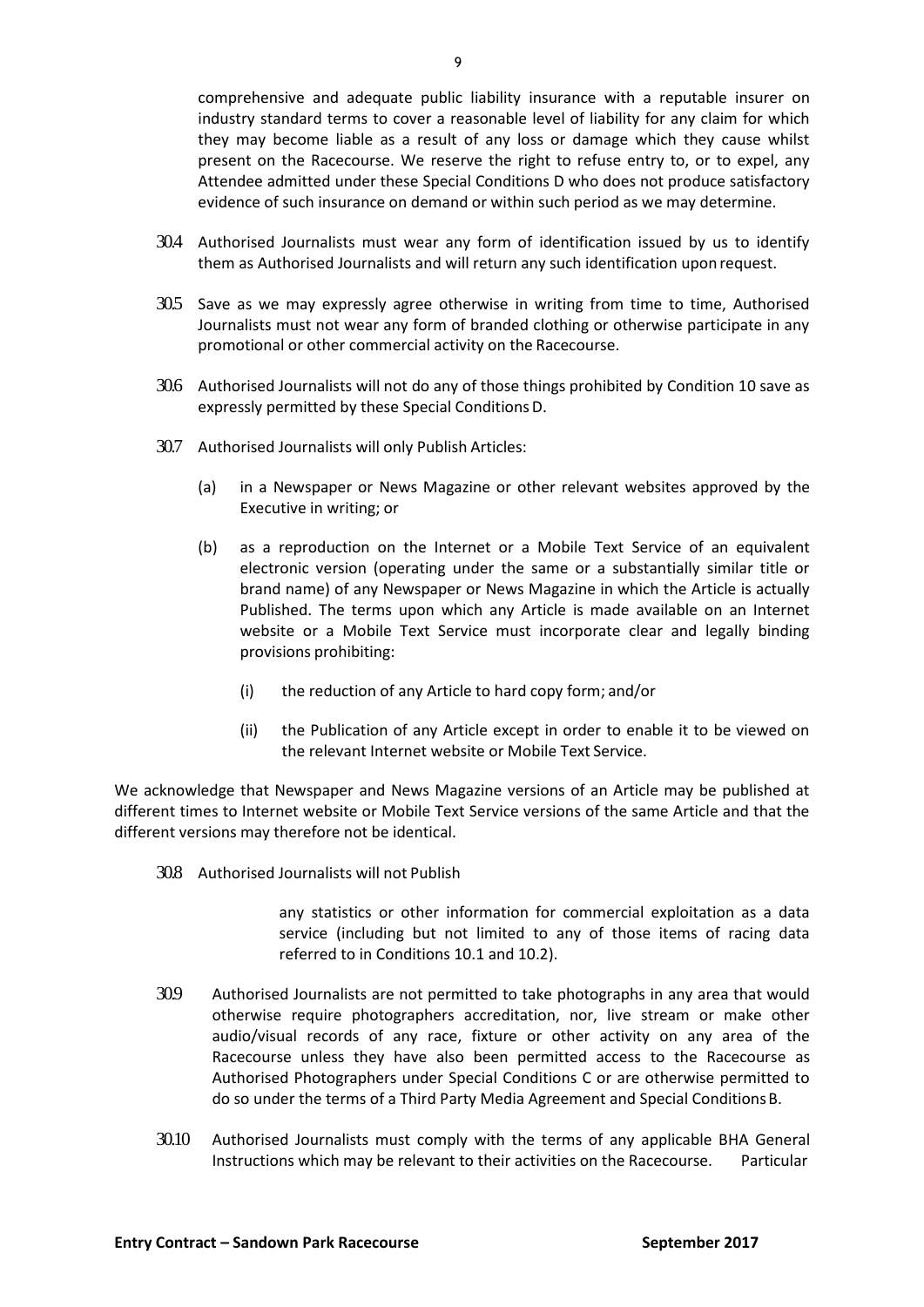comprehensive and adequate public liability insurance with a reputable insurer on industry standard terms to cover a reasonable level of liability for any claim for which they may become liable as a result of any loss or damage which they cause whilst present on the Racecourse. We reserve the right to refuse entry to, or to expel, any Attendee admitted under these Special Conditions D who does not produce satisfactory evidence of such insurance on demand or within such period as we may determine.

30.4 Authorised Journalists must wear any form of identification issued by us to identify them as Authorised Journalists and will return any such identification upon request.

30.5 Save as we may expressly agree otherwise in writing from time to time, Authorised Journalists must not wear any form of branded clothing or otherwise participate in any promotional or other commercial activity on the Racecourse.

30.6 Authorised Journalists will not do any of those things prohibited by Condition 10 save as expressly permitted by these Special Conditions D.

30.7 Authorised Journalists will only Publish Articles:

(a) in a Newspaper or News Magazine or other relevant websites approved by the Executive in writing; or

(b) as a reproduction on the Internet or a Mobile Text Service of an equivalent electronic version (operating under the same or a substantially similar title or brand name) of any Newspaper or News Magazine in which the Article is actually Published. The terms upon which any Article is made available on an Internet website or a Mobile Text Service must incorporate clear and legally binding provisions prohibiting:

(i) the reduction of any Article to hard copy form; and/or

(ii) the Publication of any Article except in order to enable it to be viewed on the relevant Internet website or Mobile Text Service.

We acknowledge that Newspaper and News Magazine versions of an Article may be published at different times to Internet website or Mobile Text Service versions of the same Article and that the different versions may therefore not be identical.

30.8 Authorised Journalists will not Publish

any statistics or other information for commercial exploitation as a data service (including but not limited to any of those items of racing data referred to in Conditions 10.1 and 10.2).

30.9 Authorised Journalists are not permitted to take photographs in any area that would otherwise require photographers accreditation, nor, live stream or make other audio/visual records of any race, fixture or other activity on any area of the Racecourse unless they have also been permitted access to the Racecourse as Authorised Photographers under Special Conditions C or are otherwise permitted to do so under the terms of a Third Party Media Agreement and Special Conditions B.

30.10 Authorised Journalists must comply with the terms of any applicable BHA General Instructions which may be relevant to their activities on the Racecourse. Particular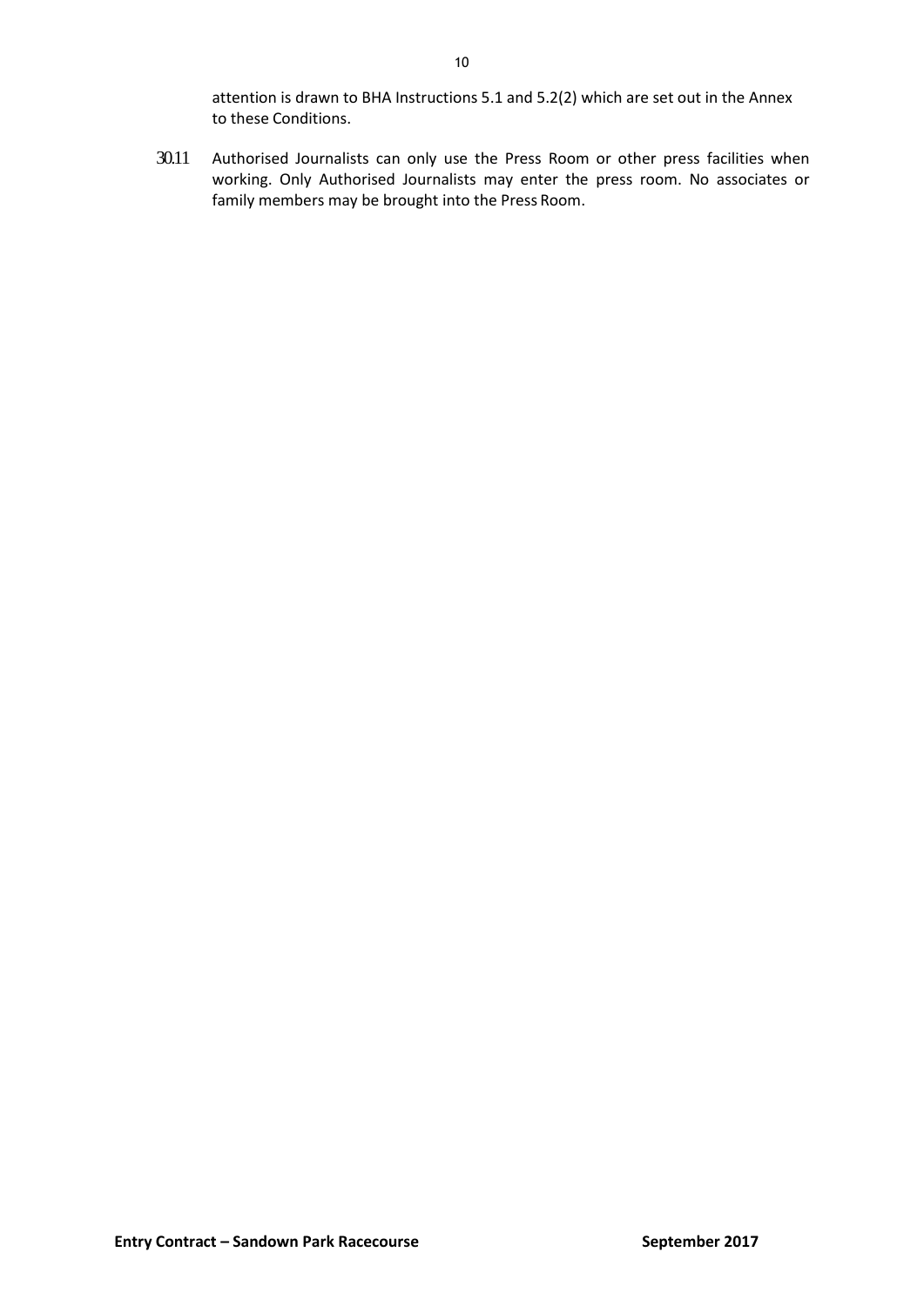attention is drawn to BHA Instructions 5.1 and 5.2(2) which are set out in the Annex to these Conditions.

30.11 Authorised Journalists can only use the Press Room or other press facilities when working. Only Authorised Journalists may enter the press room. No associates or family members may be brought into the Press Room.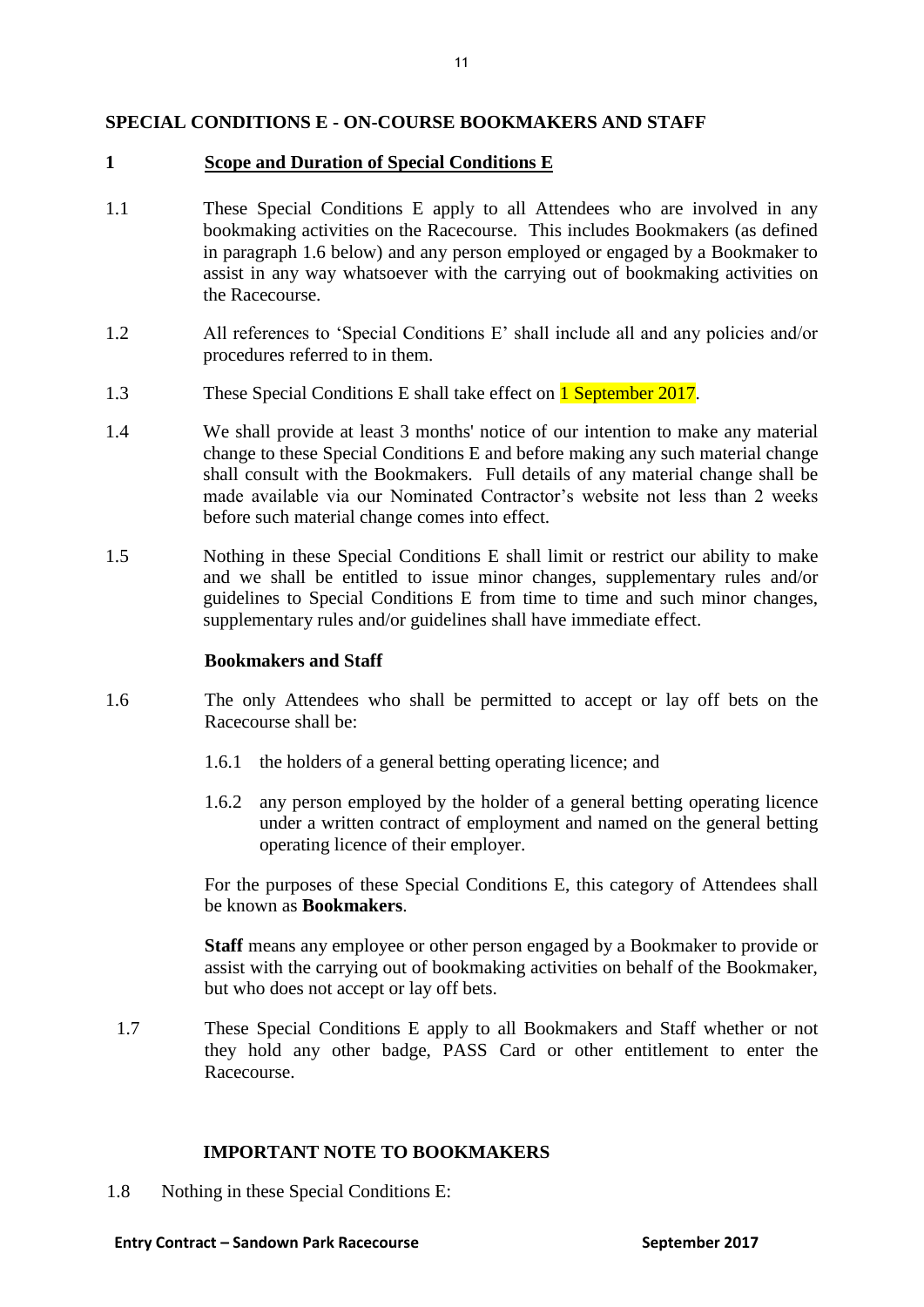## SPECIAL CONDITIONS E - ON-COURSE BOOKMAKERS AND STAFF

### 1 Scope and Duration of Special Conditions E

1.1 These Special Conditions E apply to all Attendees who are involved in any bookmaking activities on the Racecourse. This includes Bookmakers (as defined in paragraph 1.6 below) and any person employed or engaged by a Bookmaker to assist in any way whatsoever with the carrying out of bookmaking activities on the Racecourse.

1.2 All references to 'Special Conditions E' shall include all and any policies and/or procedures referred to in them.

1.3 These Special Conditions E shall take effect on 1 September 2017.

1.4 We shall provide at least 3 months' notice of our intention to make any material change to these Special Conditions E and before making any such material change shall consult with the Bookmakers. Full details of any material change shall be made available via our Nominated Contractor's website not less than 2 weeks before such material change comes into effect.

1.5 Nothing in these Special Conditions E shall limit or restrict our ability to make and we shall be entitled to issue minor changes, supplementary rules and/or guidelines to Special Conditions E from time to time and such minor changes, supplementary rules and/or guidelines shall have immediate effect.

**Bookmakers and Staff**

1.6 The only Attendees who shall be permitted to accept or lay off bets on the Racecourse shall be:

1.6.1 the holders of a general betting operating licence; and

1.6.2 any person employed by the holder of a general betting operating licence under a written contract of employment and named on the general betting operating licence of their employer.

For the purposes of these Special Conditions E, this category of Attendees shall be known as **Bookmakers**.

**Staff** means any employee or other person engaged by a Bookmaker to provide or assist with the carrying out of bookmaking activities on behalf of the Bookmaker, but who does not accept or lay off bets.

1.7 These Special Conditions E apply to all Bookmakers and Staff whether or not they hold any other badge, PASS Card or other entitlement to enter the Racecourse.

**IMPORTANT NOTE TO BOOKMAKERS**

1.8 Nothing in these Special Conditions E: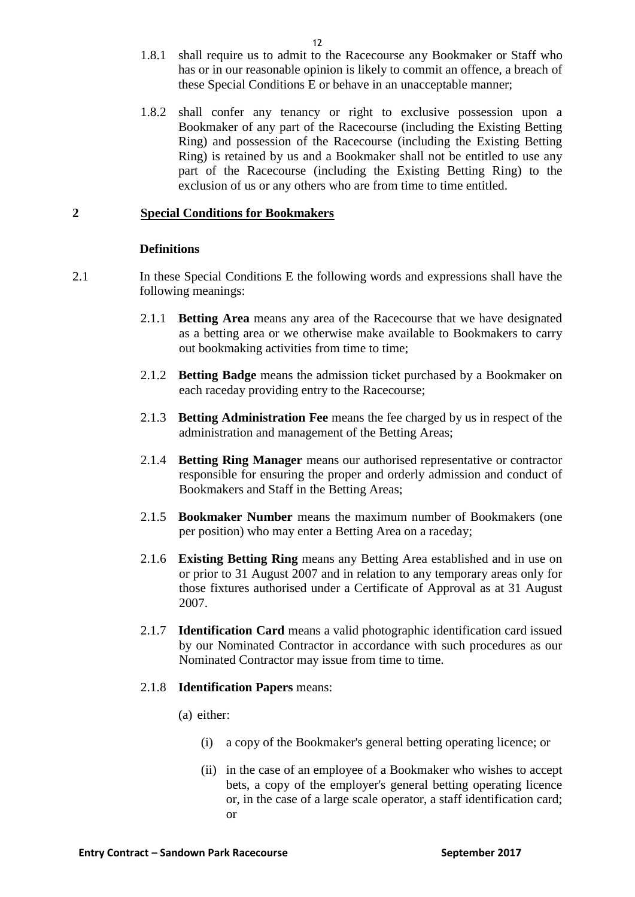1.8.1 shall require us to admit to the Racecourse any Bookmaker or Staff who has or in our reasonable opinion is likely to commit an offence, a breach of these Special Conditions E or behave in an unacceptable manner;

1.8.2 shall confer any tenancy or right to exclusive possession upon a Bookmaker of any part of the Racecourse (including the Existing Betting Ring) and possession of the Racecourse (including the Existing Betting Ring) is retained by us and a Bookmaker shall not be entitled to use any part of the Racecourse (including the Existing Betting Ring) to the exclusion of us or any others who are from time to time entitled.

## 2 Special Conditions for Bookmakers

### Definitions

2.1 In these Special Conditions E the following words and expressions shall have the following meanings:

2.1.1 **Betting Area** means any area of the Racecourse that we have designated as a betting area or we otherwise make available to Bookmakers to carry out bookmaking activities from time to time;

2.1.2 **Betting Badge** means the admission ticket purchased by a Bookmaker on each raceday providing entry to the Racecourse;

2.1.3 **Betting Administration Fee** means the fee charged by us in respect of the administration and management of the Betting Areas;

2.1.4 **Betting Ring Manager** means our authorised representative or contractor responsible for ensuring the proper and orderly admission and conduct of Bookmakers and Staff in the Betting Areas;

2.1.5 **Bookmaker Number** means the maximum number of Bookmakers (one per position) who may enter a Betting Area on a raceday;

2.1.6 **Existing Betting Ring** means any Betting Area established and in use on or prior to 31 August 2007 and in relation to any temporary areas only for those fixtures authorised under a Certificate of Approval as at 31 August 2007.

2.1.7 **Identification Card** means a valid photographic identification card issued by our Nominated Contractor in accordance with such procedures as our Nominated Contractor may issue from time to time.

2.1.8 **Identification Papers** means:

(a) either:

(i) a copy of the Bookmaker's general betting operating licence; or

(ii) in the case of an employee of a Bookmaker who wishes to accept bets, a copy of the employer's general betting operating licence or, in the case of a large scale operator, a staff identification card; or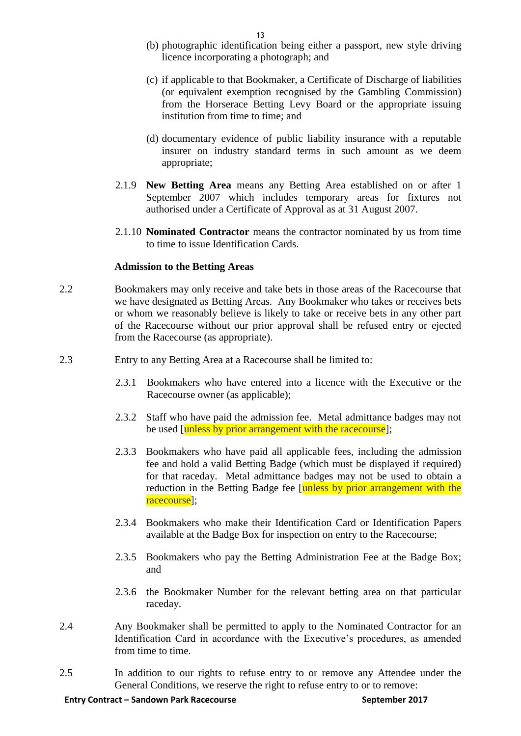(b) photographic identification being either a passport, new style driving licence incorporating a photograph; and

(c) if applicable to that Bookmaker, a Certificate of Discharge of liabilities (or equivalent exemption recognised by the Gambling Commission) from the Horserace Betting Levy Board or the appropriate issuing institution from time to time; and

(d) documentary evidence of public liability insurance with a reputable insurer on industry standard terms in such amount as we deem appropriate;

2.1.9 **New Betting Area** means any Betting Area established on or after 1 September 2007 which includes temporary areas for fixtures not authorised under a Certificate of Approval as at 31 August 2007.

2.1.10 **Nominated Contractor** means the contractor nominated by us from time to time to issue Identification Cards.

**Admission to the Betting Areas**

2.2 Bookmakers may only receive and take bets in those areas of the Racecourse that we have designated as Betting Areas. Any Bookmaker who takes or receives bets or whom we reasonably believe is likely to take or receive bets in any other part of the Racecourse without our prior approval shall be refused entry or ejected from the Racecourse (as appropriate).

2.3 Entry to any Betting Area at a Racecourse shall be limited to:

2.3.1 Bookmakers who have entered into a licence with the Executive or the Racecourse owner (as applicable);

2.3.2 Staff who have paid the admission fee. Metal admittance badges may not be used [unless by prior arrangement with the racecourse];

2.3.3 Bookmakers who have paid all applicable fees, including the admission fee and hold a valid Betting Badge (which must be displayed if required) for that raceday. Metal admittance badges may not be used to obtain a reduction in the Betting Badge fee [unless by prior arrangement with the racecourse];

2.3.4 Bookmakers who make their Identification Card or Identification Papers available at the Badge Box for inspection on entry to the Racecourse;

2.3.5 Bookmakers who pay the Betting Administration Fee at the Badge Box; and

2.3.6 the Bookmaker Number for the relevant betting area on that particular raceday.

2.4 Any Bookmaker shall be permitted to apply to the Nominated Contractor for an Identification Card in accordance with the Executive's procedures, as amended from time to time.

2.5 In addition to our rights to refuse entry to or remove any Attendee under the General Conditions, we reserve the right to refuse entry to or to remove: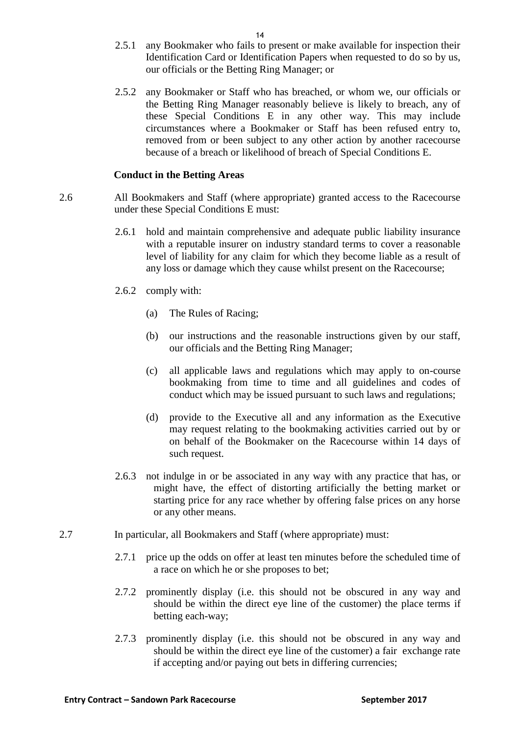2.5.1 any Bookmaker who fails to present or make available for inspection their Identification Card or Identification Papers when requested to do so by us, our officials or the Betting Ring Manager; or

2.5.2 any Bookmaker or Staff who has breached, or whom we, our officials or the Betting Ring Manager reasonably believe is likely to breach, any of these Special Conditions E in any other way. This may include circumstances where a Bookmaker or Staff has been refused entry to, removed from or been subject to any other action by another racecourse because of a breach or likelihood of breach of Special Conditions E.

**Conduct in the Betting Areas**

2.6 All Bookmakers and Staff (where appropriate) granted access to the Racecourse under these Special Conditions E must:

2.6.1 hold and maintain comprehensive and adequate public liability insurance with a reputable insurer on industry standard terms to cover a reasonable level of liability for any claim for which they become liable as a result of any loss or damage which they cause whilst present on the Racecourse;

2.6.2 comply with:

(a) The Rules of Racing;

(b) our instructions and the reasonable instructions given by our staff, our officials and the Betting Ring Manager;

(c) all applicable laws and regulations which may apply to on-course bookmaking from time to time and all guidelines and codes of conduct which may be issued pursuant to such laws and regulations;

(d) provide to the Executive all and any information as the Executive may request relating to the bookmaking activities carried out by or on behalf of the Bookmaker on the Racecourse within 14 days of such request.

2.6.3 not indulge in or be associated in any way with any practice that has, or might have, the effect of distorting artificially the betting market or starting price for any race whether by offering false prices on any horse or any other means.

2.7 In particular, all Bookmakers and Staff (where appropriate) must:

2.7.1 price up the odds on offer at least ten minutes before the scheduled time of a race on which he or she proposes to bet;

2.7.2 prominently display (i.e. this should not be obscured in any way and should be within the direct eye line of the customer) the place terms if betting each-way;

2.7.3 prominently display (i.e. this should not be obscured in any way and should be within the direct eye line of the customer) a fair exchange rate if accepting and/or paying out bets in differing currencies;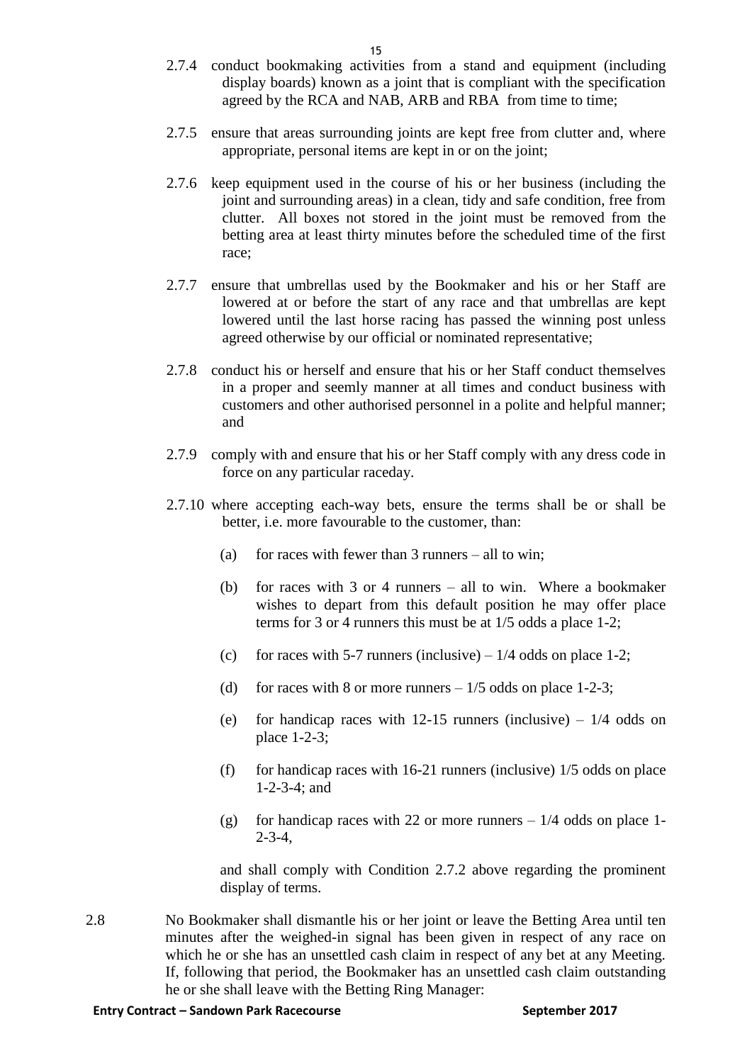2.7.4 conduct bookmaking activities from a stand and equipment (including display boards) known as a joint that is compliant with the specification agreed by the RCA and NAB, ARB and RBA from time to time;

2.7.5 ensure that areas surrounding joints are kept free from clutter and, where appropriate, personal items are kept in or on the joint;

2.7.6 keep equipment used in the course of his or her business (including the joint and surrounding areas) in a clean, tidy and safe condition, free from clutter. All boxes not stored in the joint must be removed from the betting area at least thirty minutes before the scheduled time of the first race;

2.7.7 ensure that umbrellas used by the Bookmaker and his or her Staff are lowered at or before the start of any race and that umbrellas are kept lowered until the last horse racing has passed the winning post unless agreed otherwise by our official or nominated representative;

2.7.8 conduct his or herself and ensure that his or her Staff conduct themselves in a proper and seemly manner at all times and conduct business with customers and other authorised personnel in a polite and helpful manner; and

2.7.9 comply with and ensure that his or her Staff comply with any dress code in force on any particular raceday.

2.7.10 where accepting each-way bets, ensure the terms shall be or shall be better, i.e. more favourable to the customer, than:

(a) for races with fewer than 3 runners – all to win;

(b) for races with 3 or 4 runners – all to win. Where a bookmaker wishes to depart from this default position he may offer place terms for 3 or 4 runners this must be at 1/5 odds a place 1-2;

(c) for races with 5-7 runners (inclusive) – 1/4 odds on place 1-2;

(d) for races with 8 or more runners – 1/5 odds on place 1-2-3;

(e) for handicap races with 12-15 runners (inclusive) – 1/4 odds on place 1-2-3;

(f) for handicap races with 16-21 runners (inclusive) 1/5 odds on place 1-2-3-4; and

(g) for handicap races with 22 or more runners – 1/4 odds on place 1-2-3-4,

and shall comply with Condition 2.7.2 above regarding the prominent display of terms.

2.8 No Bookmaker shall dismantle his or her joint or leave the Betting Area until ten minutes after the weighed-in signal has been given in respect of any race on which he or she has an unsettled cash claim in respect of any bet at any Meeting. If, following that period, the Bookmaker has an unsettled cash claim outstanding he or she shall leave with the Betting Ring Manager: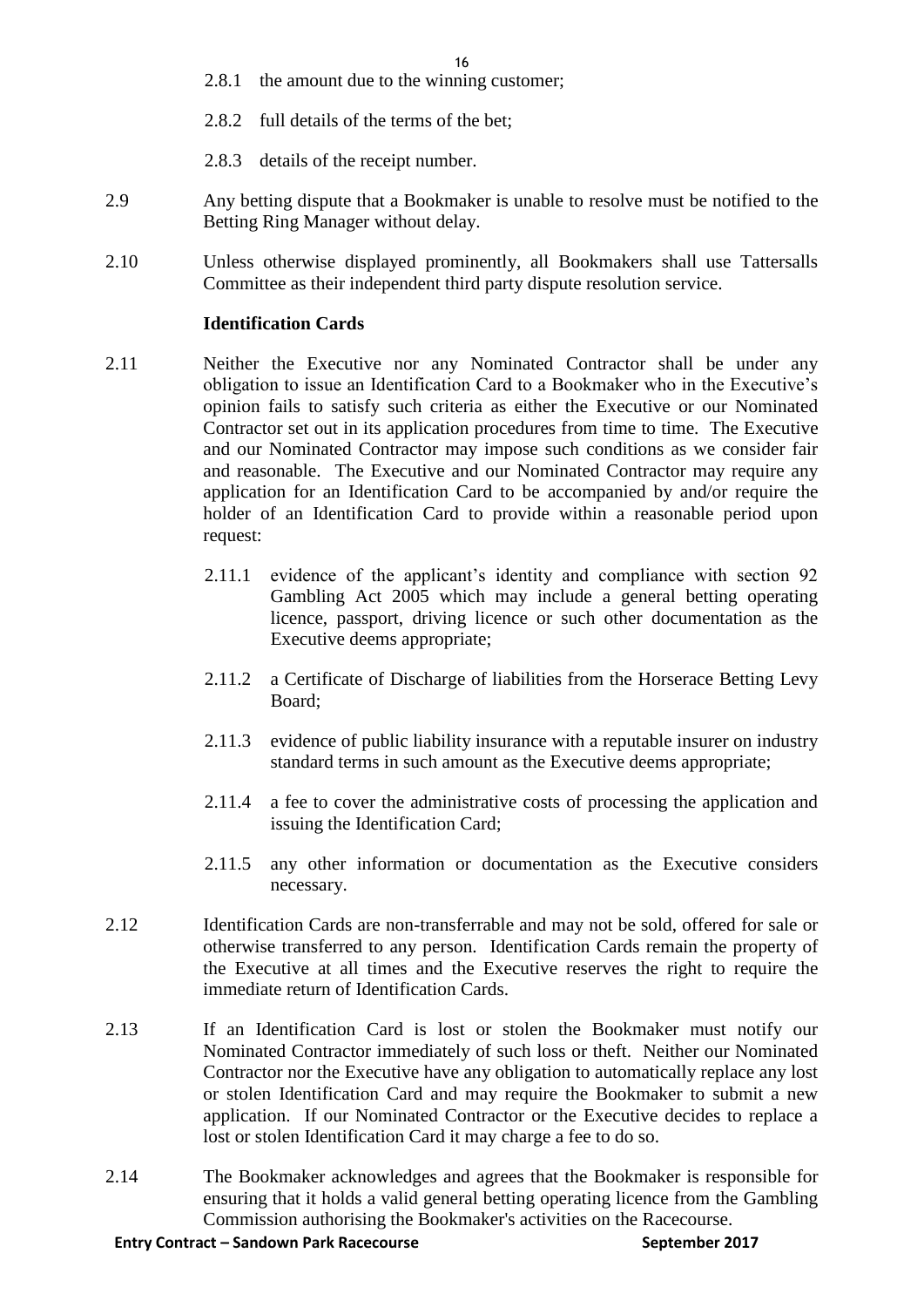2.8.1 the amount due to the winning customer;

2.8.2 full details of the terms of the bet;

2.8.3 details of the receipt number.

2.9 Any betting dispute that a Bookmaker is unable to resolve must be notified to the Betting Ring Manager without delay.

2.10 Unless otherwise displayed prominently, all Bookmakers shall use Tattersalls Committee as their independent third party dispute resolution service.

**Identification Cards**

2.11 Neither the Executive nor any Nominated Contractor shall be under any obligation to issue an Identification Card to a Bookmaker who in the Executive's opinion fails to satisfy such criteria as either the Executive or our Nominated Contractor set out in its application procedures from time to time. The Executive and our Nominated Contractor may impose such conditions as we consider fair and reasonable. The Executive and our Nominated Contractor may require any application for an Identification Card to be accompanied by and/or require the holder of an Identification Card to provide within a reasonable period upon request:

2.11.1 evidence of the applicant's identity and compliance with section 92 Gambling Act 2005 which may include a general betting operating licence, passport, driving licence or such other documentation as the Executive deems appropriate;

2.11.2 a Certificate of Discharge of liabilities from the Horserace Betting Levy Board;

2.11.3 evidence of public liability insurance with a reputable insurer on industry standard terms in such amount as the Executive deems appropriate;

2.11.4 a fee to cover the administrative costs of processing the application and issuing the Identification Card;

2.11.5 any other information or documentation as the Executive considers necessary.

2.12 Identification Cards are non-transferrable and may not be sold, offered for sale or otherwise transferred to any person. Identification Cards remain the property of the Executive at all times and the Executive reserves the right to require the immediate return of Identification Cards.

2.13 If an Identification Card is lost or stolen the Bookmaker must notify our Nominated Contractor immediately of such loss or theft. Neither our Nominated Contractor nor the Executive have any obligation to automatically replace any lost or stolen Identification Card and may require the Bookmaker to submit a new application. If our Nominated Contractor or the Executive decides to replace a lost or stolen Identification Card it may charge a fee to do so.

2.14 The Bookmaker acknowledges and agrees that the Bookmaker is responsible for ensuring that it holds a valid general betting operating licence from the Gambling Commission authorising the Bookmaker's activities on the Racecourse.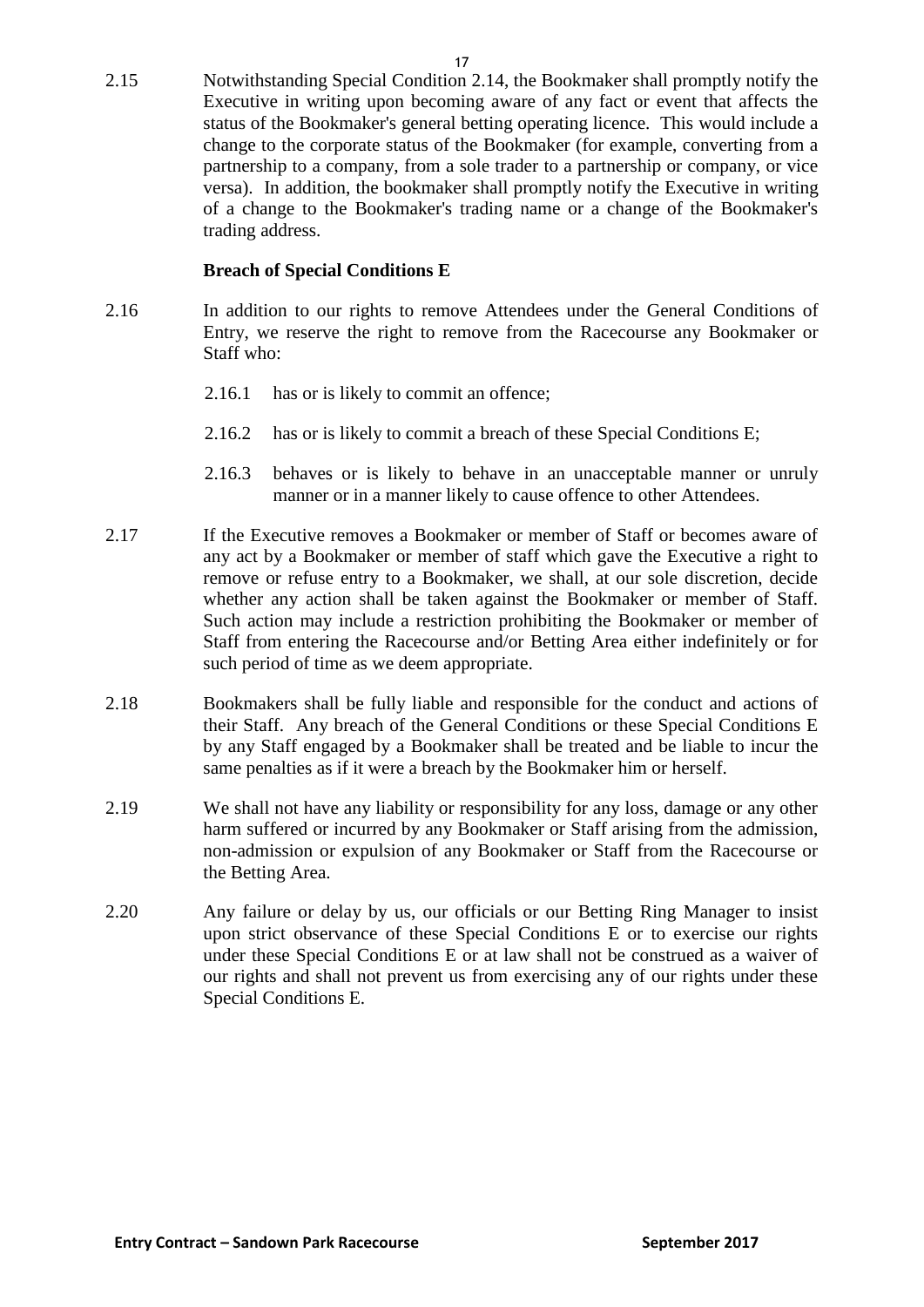2.15 Notwithstanding Special Condition 2.14, the Bookmaker shall promptly notify the Executive in writing upon becoming aware of any fact or event that affects the status of the Bookmaker's general betting operating licence. This would include a change to the corporate status of the Bookmaker (for example, converting from a partnership to a company, from a sole trader to a partnership or company, or vice versa). In addition, the bookmaker shall promptly notify the Executive in writing of a change to the Bookmaker's trading name or a change of the Bookmaker's trading address.

**Breach of Special Conditions E**

2.16 In addition to our rights to remove Attendees under the General Conditions of Entry, we reserve the right to remove from the Racecourse any Bookmaker or Staff who:

- 2.16.1 has or is likely to commit an offence;
- 2.16.2 has or is likely to commit a breach of these Special Conditions E;
- 2.16.3 behaves or is likely to behave in an unacceptable manner or unruly manner or in a manner likely to cause offence to other Attendees.

2.17 If the Executive removes a Bookmaker or member of Staff or becomes aware of any act by a Bookmaker or member of staff which gave the Executive a right to remove or refuse entry to a Bookmaker, we shall, at our sole discretion, decide whether any action shall be taken against the Bookmaker or member of Staff. Such action may include a restriction prohibiting the Bookmaker or member of Staff from entering the Racecourse and/or Betting Area either indefinitely or for such period of time as we deem appropriate.

2.18 Bookmakers shall be fully liable and responsible for the conduct and actions of their Staff. Any breach of the General Conditions or these Special Conditions E by any Staff engaged by a Bookmaker shall be treated and be liable to incur the same penalties as if it were a breach by the Bookmaker him or herself.

2.19 We shall not have any liability or responsibility for any loss, damage or any other harm suffered or incurred by any Bookmaker or Staff arising from the admission, non-admission or expulsion of any Bookmaker or Staff from the Racecourse or the Betting Area.

2.20 Any failure or delay by us, our officials or our Betting Ring Manager to insist upon strict observance of these Special Conditions E or to exercise our rights under these Special Conditions E or at law shall not be construed as a waiver of our rights and shall not prevent us from exercising any of our rights under these Special Conditions E.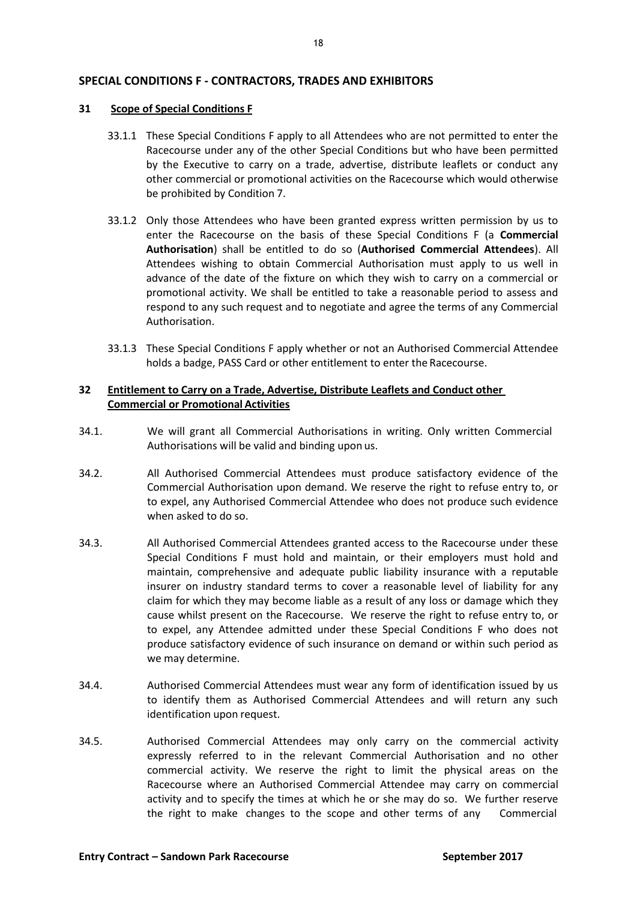## SPECIAL CONDITIONS F - CONTRACTORS, TRADES AND EXHIBITORS

### 31 Scope of Special Conditions F

33.1.1 These Special Conditions F apply to all Attendees who are not permitted to enter the Racecourse under any of the other Special Conditions but who have been permitted by the Executive to carry on a trade, advertise, distribute leaflets or conduct any other commercial or promotional activities on the Racecourse which would otherwise be prohibited by Condition 7.

33.1.2 Only those Attendees who have been granted express written permission by us to enter the Racecourse on the basis of these Special Conditions F (a **Commercial Authorisation**) shall be entitled to do so (**Authorised Commercial Attendees**). All Attendees wishing to obtain Commercial Authorisation must apply to us well in advance of the date of the fixture on which they wish to carry on a commercial or promotional activity. We shall be entitled to take a reasonable period to assess and respond to any such request and to negotiate and agree the terms of any Commercial Authorisation.

33.1.3 These Special Conditions F apply whether or not an Authorised Commercial Attendee holds a badge, PASS Card or other entitlement to enter the Racecourse.

### 32 Entitlement to Carry on a Trade, Advertise, Distribute Leaflets and Conduct other Commercial or Promotional Activities

34.1. We will grant all Commercial Authorisations in writing. Only written Commercial Authorisations will be valid and binding upon us.

34.2. All Authorised Commercial Attendees must produce satisfactory evidence of the Commercial Authorisation upon demand. We reserve the right to refuse entry to, or to expel, any Authorised Commercial Attendee who does not produce such evidence when asked to do so.

34.3. All Authorised Commercial Attendees granted access to the Racecourse under these Special Conditions F must hold and maintain, or their employers must hold and maintain, comprehensive and adequate public liability insurance with a reputable insurer on industry standard terms to cover a reasonable level of liability for any claim for which they may become liable as a result of any loss or damage which they cause whilst present on the Racecourse. We reserve the right to refuse entry to, or to expel, any Attendee admitted under these Special Conditions F who does not produce satisfactory evidence of such insurance on demand or within such period as we may determine.

34.4. Authorised Commercial Attendees must wear any form of identification issued by us to identify them as Authorised Commercial Attendees and will return any such identification upon request.

34.5. Authorised Commercial Attendees may only carry on the commercial activity expressly referred to in the relevant Commercial Authorisation and no other commercial activity. We reserve the right to limit the physical areas on the Racecourse where an Authorised Commercial Attendee may carry on commercial activity and to specify the times at which he or she may do so. We further reserve the right to make changes to the scope and other terms of any Commercial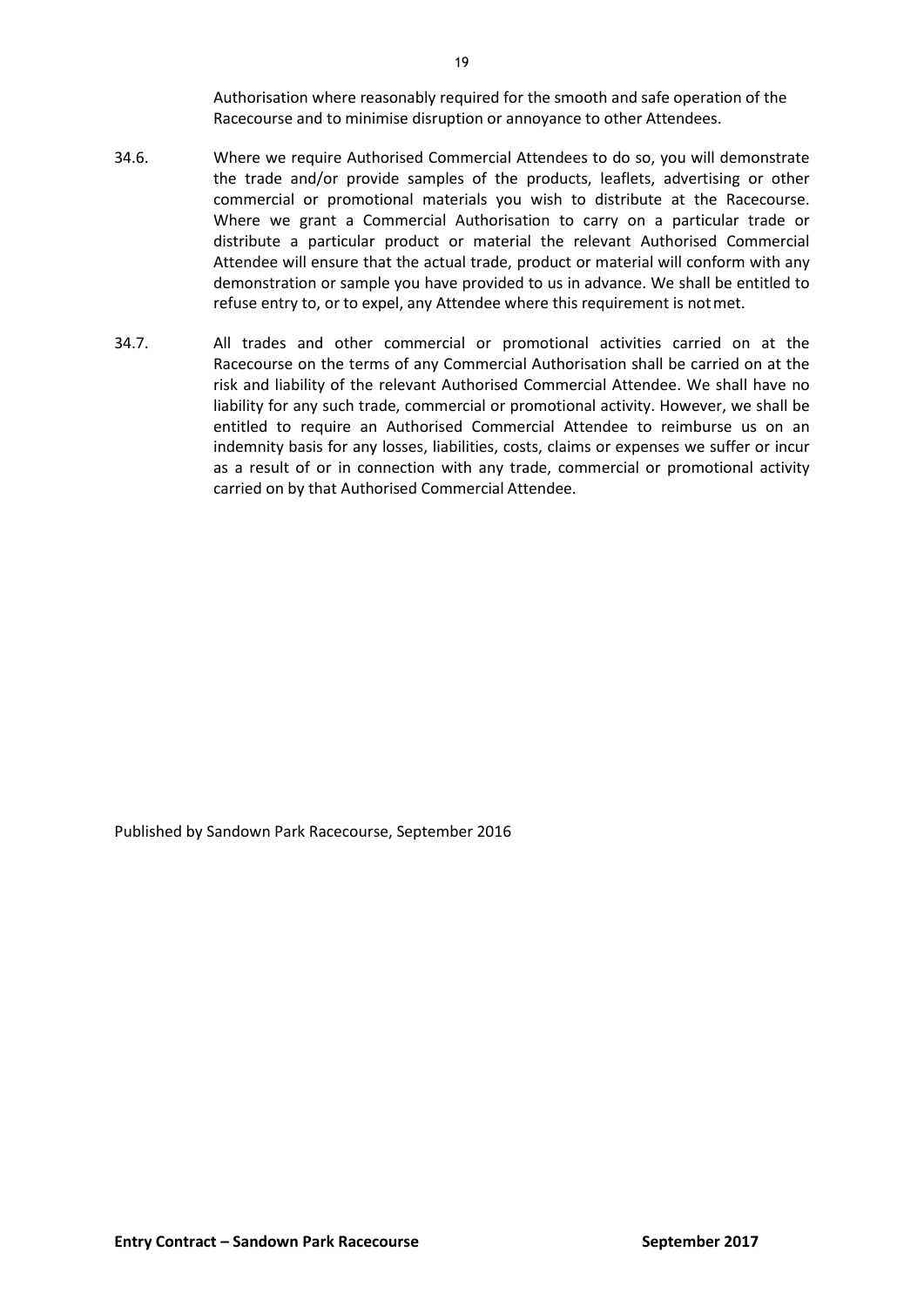Authorisation where reasonably required for the smooth and safe operation of the Racecourse and to minimise disruption or annoyance to other Attendees.

34.6. Where we require Authorised Commercial Attendees to do so, you will demonstrate the trade and/or provide samples of the products, leaflets, advertising or other commercial or promotional materials you wish to distribute at the Racecourse. Where we grant a Commercial Authorisation to carry on a particular trade or distribute a particular product or material the relevant Authorised Commercial Attendee will ensure that the actual trade, product or material will conform with any demonstration or sample you have provided to us in advance. We shall be entitled to refuse entry to, or to expel, any Attendee where this requirement is not met.

34.7. All trades and other commercial or promotional activities carried on at the Racecourse on the terms of any Commercial Authorisation shall be carried on at the risk and liability of the relevant Authorised Commercial Attendee. We shall have no liability for any such trade, commercial or promotional activity. However, we shall be entitled to require an Authorised Commercial Attendee to reimburse us on an indemnity basis for any losses, liabilities, costs, claims or expenses we suffer or incur as a result of or in connection with any trade, commercial or promotional activity carried on by that Authorised Commercial Attendee.

Published by Sandown Park Racecourse, September 2016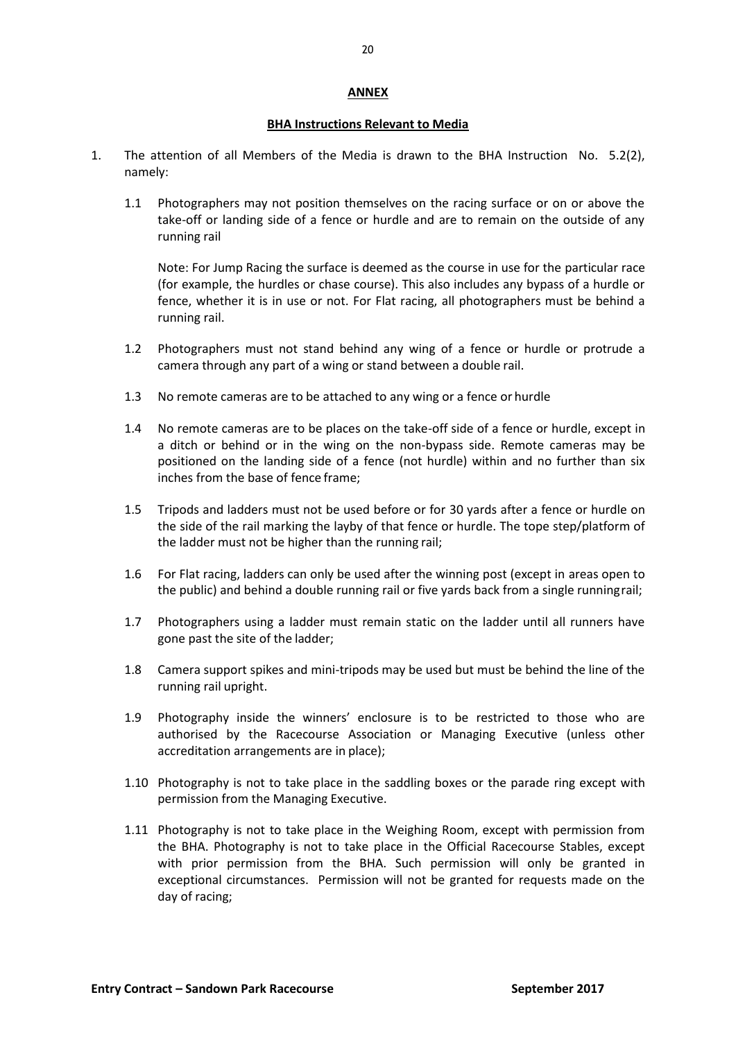**ANNEX**

**BHA Instructions Relevant to Media**

1. The attention of all Members of the Media is drawn to the BHA Instruction No. 5.2(2), namely:

   1.1 Photographers may not position themselves on the racing surface or on or above the take-off or landing side of a fence or hurdle and are to remain on the outside of any running rail

   Note: For Jump Racing the surface is deemed as the course in use for the particular race (for example, the hurdles or chase course). This also includes any bypass of a hurdle or fence, whether it is in use or not. For Flat racing, all photographers must be behind a running rail.

   1.2 Photographers must not stand behind any wing of a fence or hurdle or protrude a camera through any part of a wing or stand between a double rail.

   1.3 No remote cameras are to be attached to any wing or a fence or hurdle

   1.4 No remote cameras are to be places on the take-off side of a fence or hurdle, except in a ditch or behind or in the wing on the non-bypass side. Remote cameras may be positioned on the landing side of a fence (not hurdle) within and no further than six inches from the base of fence frame;

   1.5 Tripods and ladders must not be used before or for 30 yards after a fence or hurdle on the side of the rail marking the layby of that fence or hurdle. The tope step/platform of the ladder must not be higher than the running rail;

   1.6 For Flat racing, ladders can only be used after the winning post (except in areas open to the public) and behind a double running rail or five yards back from a single running rail;

   1.7 Photographers using a ladder must remain static on the ladder until all runners have gone past the site of the ladder;

   1.8 Camera support spikes and mini-tripods may be used but must be behind the line of the running rail upright.

   1.9 Photography inside the winners' enclosure is to be restricted to those who are authorised by the Racecourse Association or Managing Executive (unless other accreditation arrangements are in place);

   1.10 Photography is not to take place in the saddling boxes or the parade ring except with permission from the Managing Executive.

   1.11 Photography is not to take place in the Weighing Room, except with permission from the BHA. Photography is not to take place in the Official Racecourse Stables, except with prior permission from the BHA. Such permission will only be granted in exceptional circumstances. Permission will not be granted for requests made on the day of racing;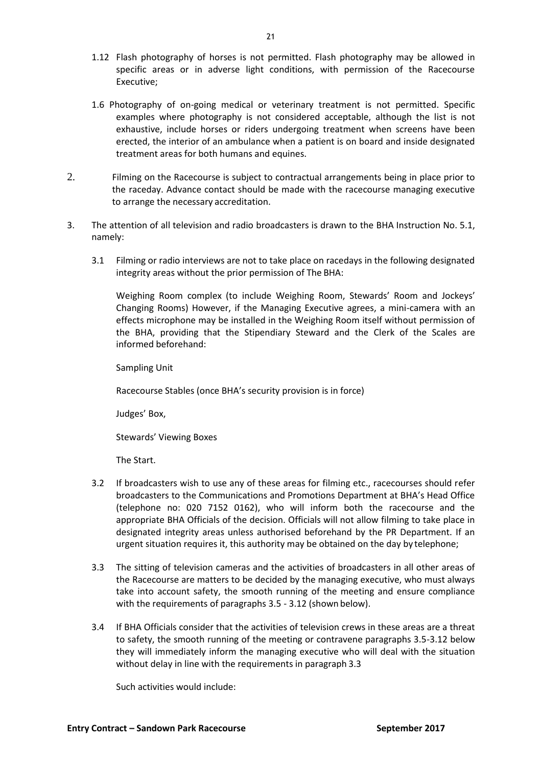1.12 Flash photography of horses is not permitted. Flash photography may be allowed in specific areas or in adverse light conditions, with permission of the Racecourse Executive;

1.6 Photography of on-going medical or veterinary treatment is not permitted. Specific examples where photography is not considered acceptable, although the list is not exhaustive, include horses or riders undergoing treatment when screens have been erected, the interior of an ambulance when a patient is on board and inside designated treatment areas for both humans and equines.

2. Filming on the Racecourse is subject to contractual arrangements being in place prior to the raceday. Advance contact should be made with the racecourse managing executive to arrange the necessary accreditation.

3. The attention of all television and radio broadcasters is drawn to the BHA Instruction No. 5.1, namely:

3.1 Filming or radio interviews are not to take place on racedays in the following designated integrity areas without the prior permission of The BHA:

Weighing Room complex (to include Weighing Room, Stewards' Room and Jockeys' Changing Rooms) However, if the Managing Executive agrees, a mini-camera with an effects microphone may be installed in the Weighing Room itself without permission of the BHA, providing that the Stipendiary Steward and the Clerk of the Scales are informed beforehand:

Sampling Unit

Racecourse Stables (once BHA's security provision is in force)

Judges' Box,

Stewards' Viewing Boxes

The Start.

3.2 If broadcasters wish to use any of these areas for filming etc., racecourses should refer broadcasters to the Communications and Promotions Department at BHA's Head Office (telephone no: 020 7152 0162), who will inform both the racecourse and the appropriate BHA Officials of the decision. Officials will not allow filming to take place in designated integrity areas unless authorised beforehand by the PR Department. If an urgent situation requires it, this authority may be obtained on the day by telephone;

3.3 The sitting of television cameras and the activities of broadcasters in all other areas of the Racecourse are matters to be decided by the managing executive, who must always take into account safety, the smooth running of the meeting and ensure compliance with the requirements of paragraphs 3.5 - 3.12 (shown below).

3.4 If BHA Officials consider that the activities of television crews in these areas are a threat to safety, the smooth running of the meeting or contravene paragraphs 3.5-3.12 below they will immediately inform the managing executive who will deal with the situation without delay in line with the requirements in paragraph 3.3

Such activities would include: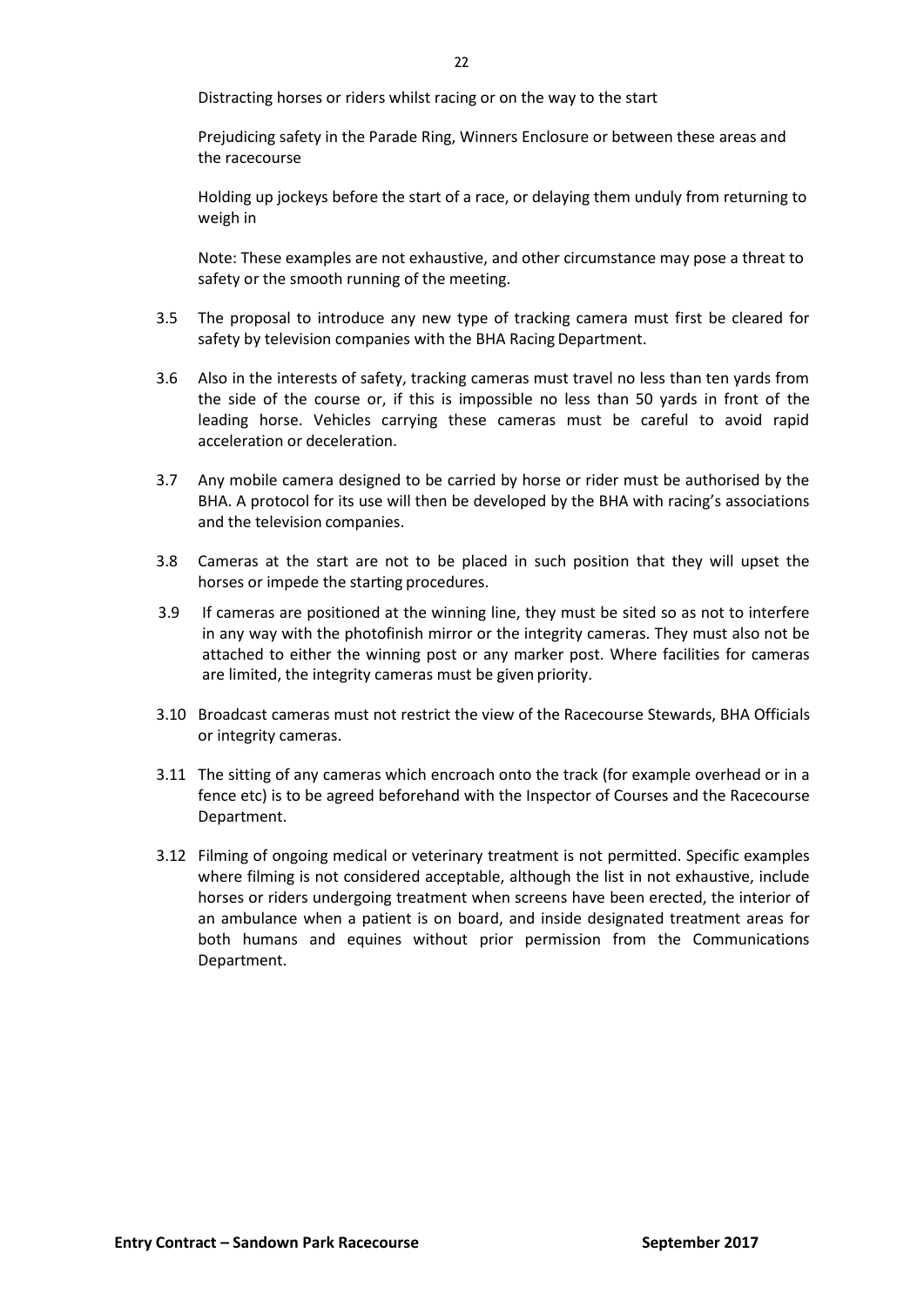Distracting horses or riders whilst racing or on the way to the start

Prejudicing safety in the Parade Ring, Winners Enclosure or between these areas and the racecourse

Holding up jockeys before the start of a race, or delaying them unduly from returning to weigh in

Note: These examples are not exhaustive, and other circumstance may pose a threat to safety or the smooth running of the meeting.

3.5 The proposal to introduce any new type of tracking camera must first be cleared for safety by television companies with the BHA Racing Department.

3.6 Also in the interests of safety, tracking cameras must travel no less than ten yards from the side of the course or, if this is impossible no less than 50 yards in front of the leading horse. Vehicles carrying these cameras must be careful to avoid rapid acceleration or deceleration.

3.7 Any mobile camera designed to be carried by horse or rider must be authorised by the BHA. A protocol for its use will then be developed by the BHA with racing's associations and the television companies.

3.8 Cameras at the start are not to be placed in such position that they will upset the horses or impede the starting procedures.

3.9 If cameras are positioned at the winning line, they must be sited so as not to interfere in any way with the photofinish mirror or the integrity cameras. They must also not be attached to either the winning post or any marker post. Where facilities for cameras are limited, the integrity cameras must be given priority.

3.10 Broadcast cameras must not restrict the view of the Racecourse Stewards, BHA Officials or integrity cameras.

3.11 The sitting of any cameras which encroach onto the track (for example overhead or in a fence etc) is to be agreed beforehand with the Inspector of Courses and the Racecourse Department.

3.12 Filming of ongoing medical or veterinary treatment is not permitted. Specific examples where filming is not considered acceptable, although the list in not exhaustive, include horses or riders undergoing treatment when screens have been erected, the interior of an ambulance when a patient is on board, and inside designated treatment areas for both humans and equines without prior permission from the Communications Department.